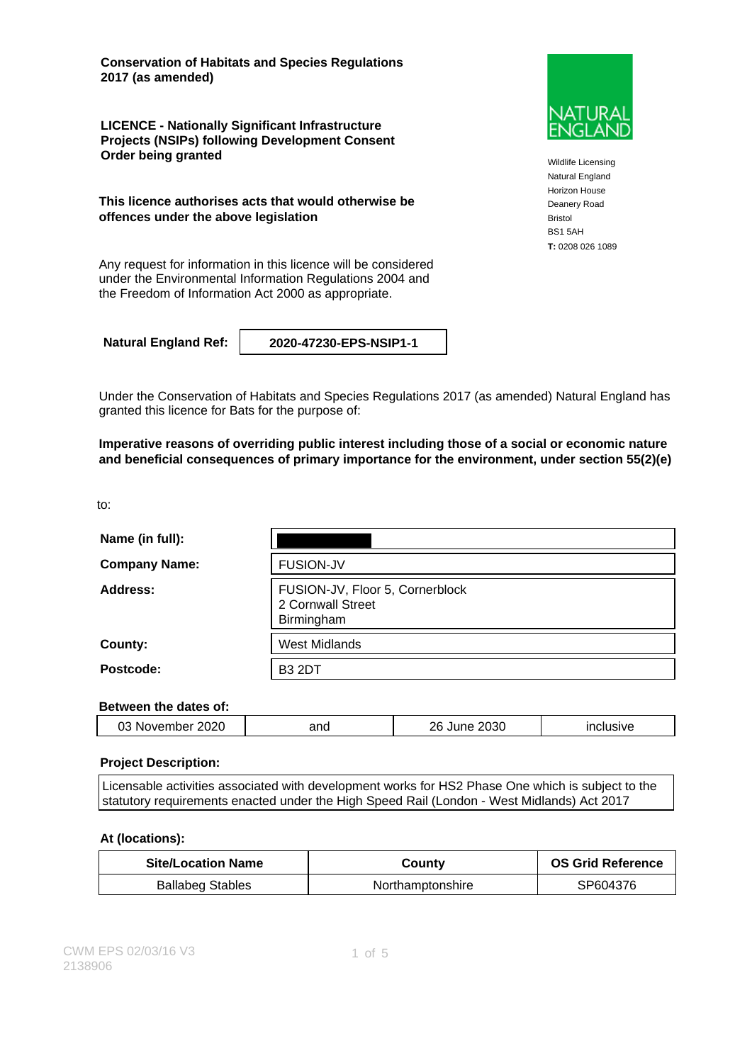**Conservation of Habitats and Species Regulations 2017 (as amended)**

**LICENCE - Nationally Significant Infrastructure Projects (NSIPs) following Development Consent Order being granted**

**This licence authorises acts that would otherwise be offences under the above legislation**

Any request for information in this licence will be considered under the Environmental Information Regulations 2004 and the Freedom of Information Act 2000 as appropriate.

NATURAL ENGLAND

Wildlife Licensing
Natural England
Horizon House
Deanery Road
Bristol
BS1 5AH
**T:** 0208 026 1089

| **Natural England Ref:** | **2020-47230-EPS-NSIP1-1** |
|---|---|

Under the Conservation of Habitats and Species Regulations 2017 (as amended) Natural England has granted this licence for Bats for the purpose of:

**Imperative reasons of overriding public interest including those of a social or economic nature and beneficial consequences of primary importance for the environment, under section 55(2)(e)**

to:

| | |
|---|---|
| **Name (in full):** | |
| **Company Name:** | FUSION-JV |
| **Address:** | FUSION-JV, Floor 5, Cornerblock<br>2 Cornwall Street<br>Birmingham |
| **County:** | West Midlands |
| **Postcode:** | B3 2DT |

**Between the dates of:**

| 03 November 2020 | and | 26 June 2030 | inclusive |
|---|---|---|---|

**Project Description:**

Licensable activities associated with development works for HS2 Phase One which is subject to the statutory requirements enacted under the High Speed Rail (London - West Midlands) Act 2017

**At (locations):**

| Site/Location Name | County | OS Grid Reference |
|---|---|---|
| Ballabeg Stables | Northamptonshire | SP604376 |

CWM EPS 02/03/16 V3
2138906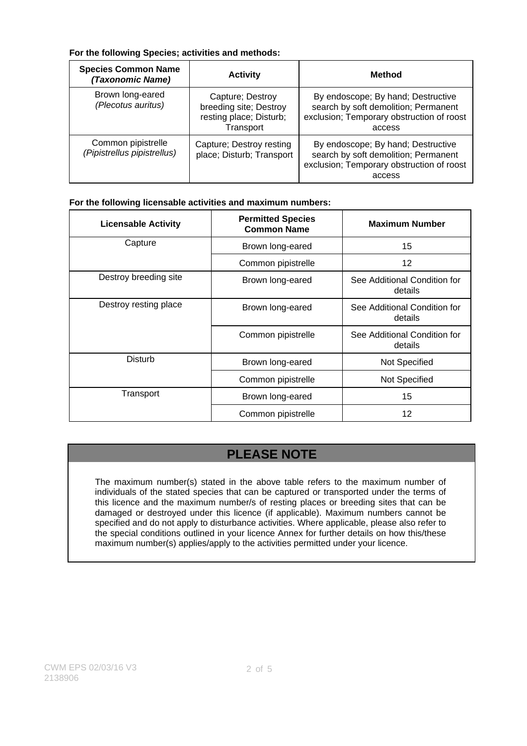**For the following Species; activities and methods:**

| Species Common Name *(Taxonomic Name)* | Activity | Method |
|---|---|---|
| Brown long-eared *(Plecotus auritus)* | Capture; Destroy breeding site; Destroy resting place; Disturb; Transport | By endoscope; By hand; Destructive search by soft demolition; Permanent exclusion; Temporary obstruction of roost access |
| Common pipistrelle *(Pipistrellus pipistrellus)* | Capture; Destroy resting place; Disturb; Transport | By endoscope; By hand; Destructive search by soft demolition; Permanent exclusion; Temporary obstruction of roost access |

**For the following licensable activities and maximum numbers:**

| Licensable Activity | Permitted Species Common Name | Maximum Number |
|---|---|---|
| Capture | Brown long-eared | 15 |
| | Common pipistrelle | 12 |
| Destroy breeding site | Brown long-eared | See Additional Condition for details |
| Destroy resting place | Brown long-eared | See Additional Condition for details |
| | Common pipistrelle | See Additional Condition for details |
| Disturb | Brown long-eared | Not Specified |
| | Common pipistrelle | Not Specified |
| Transport | Brown long-eared | 15 |
| | Common pipistrelle | 12 |

## PLEASE NOTE

The maximum number(s) stated in the above table refers to the maximum number of individuals of the stated species that can be captured or transported under the terms of this licence and the maximum number/s of resting places or breeding sites that can be damaged or destroyed under this licence (if applicable). Maximum numbers cannot be specified and do not apply to disturbance activities. Where applicable, please also refer to the special conditions outlined in your licence Annex for further details on how this/these maximum number(s) applies/apply to the activities permitted under your licence.

CWM EPS 02/03/16 V3
2138906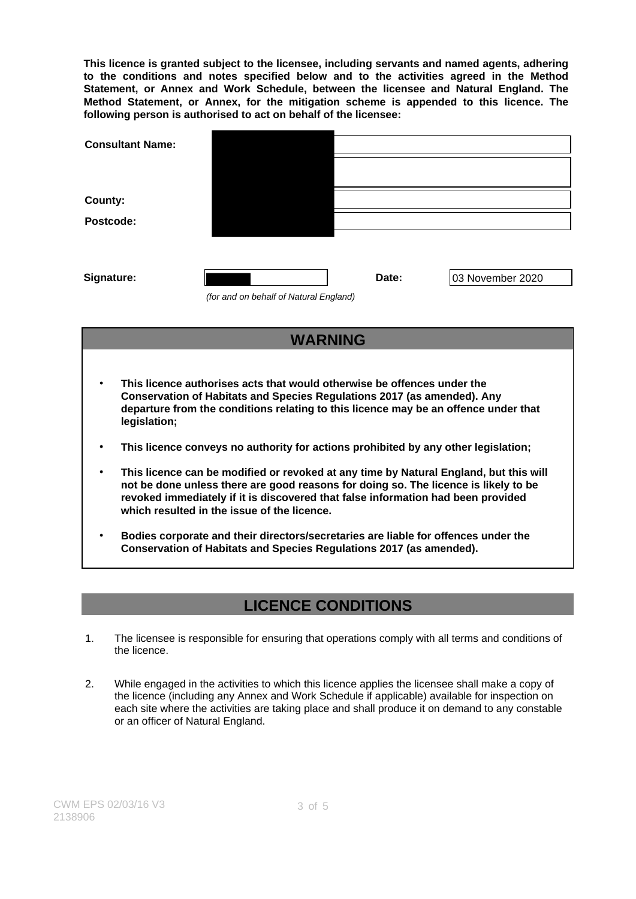**This licence is granted subject to the licensee, including servants and named agents, adhering to the conditions and notes specified below and to the activities agreed in the Method Statement, or Annex and Work Schedule, between the licensee and Natural England. The Method Statement, or Annex, for the mitigation scheme is appended to this licence. The following person is authorised to act on behalf of the licensee:**

| | |
|---|---|
| **Consultant Name:** | |
| | |
| **County:** | |
| **Postcode:** | |

| | | | |
|---|---|---|---|
| **Signature:** | | **Date:** | 03 November 2020 |

*(for and on behalf of Natural England)*

## WARNING

- **This licence authorises acts that would otherwise be offences under the Conservation of Habitats and Species Regulations 2017 (as amended). Any departure from the conditions relating to this licence may be an offence under that legislation;**
- **This licence conveys no authority for actions prohibited by any other legislation;**
- **This licence can be modified or revoked at any time by Natural England, but this will not be done unless there are good reasons for doing so. The licence is likely to be revoked immediately if it is discovered that false information had been provided which resulted in the issue of the licence.**
- **Bodies corporate and their directors/secretaries are liable for offences under the Conservation of Habitats and Species Regulations 2017 (as amended).**

## LICENCE CONDITIONS

1. The licensee is responsible for ensuring that operations comply with all terms and conditions of the licence.

2. While engaged in the activities to which this licence applies the licensee shall make a copy of the licence (including any Annex and Work Schedule if applicable) available for inspection on each site where the activities are taking place and shall produce it on demand to any constable or an officer of Natural England.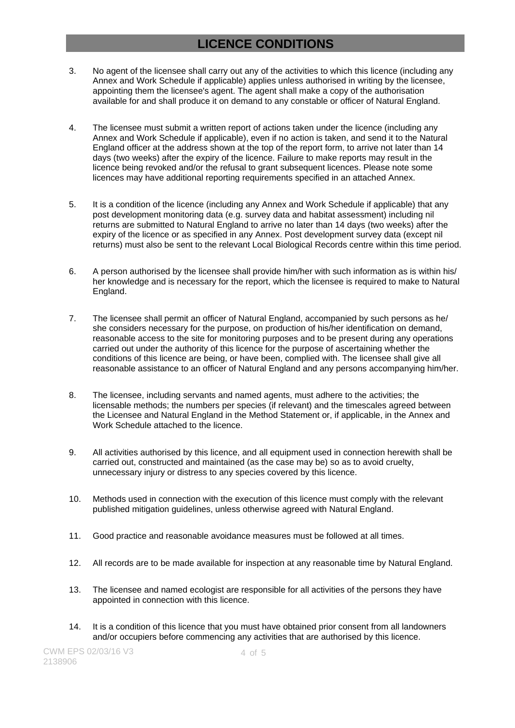# LICENCE CONDITIONS

3. No agent of the licensee shall carry out any of the activities to which this licence (including any Annex and Work Schedule if applicable) applies unless authorised in writing by the licensee, appointing them the licensee's agent. The agent shall make a copy of the authorisation available for and shall produce it on demand to any constable or officer of Natural England.

4. The licensee must submit a written report of actions taken under the licence (including any Annex and Work Schedule if applicable), even if no action is taken, and send it to the Natural England officer at the address shown at the top of the report form, to arrive not later than 14 days (two weeks) after the expiry of the licence. Failure to make reports may result in the licence being revoked and/or the refusal to grant subsequent licences. Please note some licences may have additional reporting requirements specified in an attached Annex.

5. It is a condition of the licence (including any Annex and Work Schedule if applicable) that any post development monitoring data (e.g. survey data and habitat assessment) including nil returns are submitted to Natural England to arrive no later than 14 days (two weeks) after the expiry of the licence or as specified in any Annex. Post development survey data (except nil returns) must also be sent to the relevant Local Biological Records centre within this time period.

6. A person authorised by the licensee shall provide him/her with such information as is within his/her knowledge and is necessary for the report, which the licensee is required to make to Natural England.

7. The licensee shall permit an officer of Natural England, accompanied by such persons as he/she considers necessary for the purpose, on production of his/her identification on demand, reasonable access to the site for monitoring purposes and to be present during any operations carried out under the authority of this licence for the purpose of ascertaining whether the conditions of this licence are being, or have been, complied with. The licensee shall give all reasonable assistance to an officer of Natural England and any persons accompanying him/her.

8. The licensee, including servants and named agents, must adhere to the activities; the licensable methods; the numbers per species (if relevant) and the timescales agreed between the Licensee and Natural England in the Method Statement or, if applicable, in the Annex and Work Schedule attached to the licence.

9. All activities authorised by this licence, and all equipment used in connection herewith shall be carried out, constructed and maintained (as the case may be) so as to avoid cruelty, unnecessary injury or distress to any species covered by this licence.

10. Methods used in connection with the execution of this licence must comply with the relevant published mitigation guidelines, unless otherwise agreed with Natural England.

11. Good practice and reasonable avoidance measures must be followed at all times.

12. All records are to be made available for inspection at any reasonable time by Natural England.

13. The licensee and named ecologist are responsible for all activities of the persons they have appointed in connection with this licence.

14. It is a condition of this licence that you must have obtained prior consent from all landowners and/or occupiers before commencing any activities that are authorised by this licence.

CWM EPS 02/03/16 V3
2138906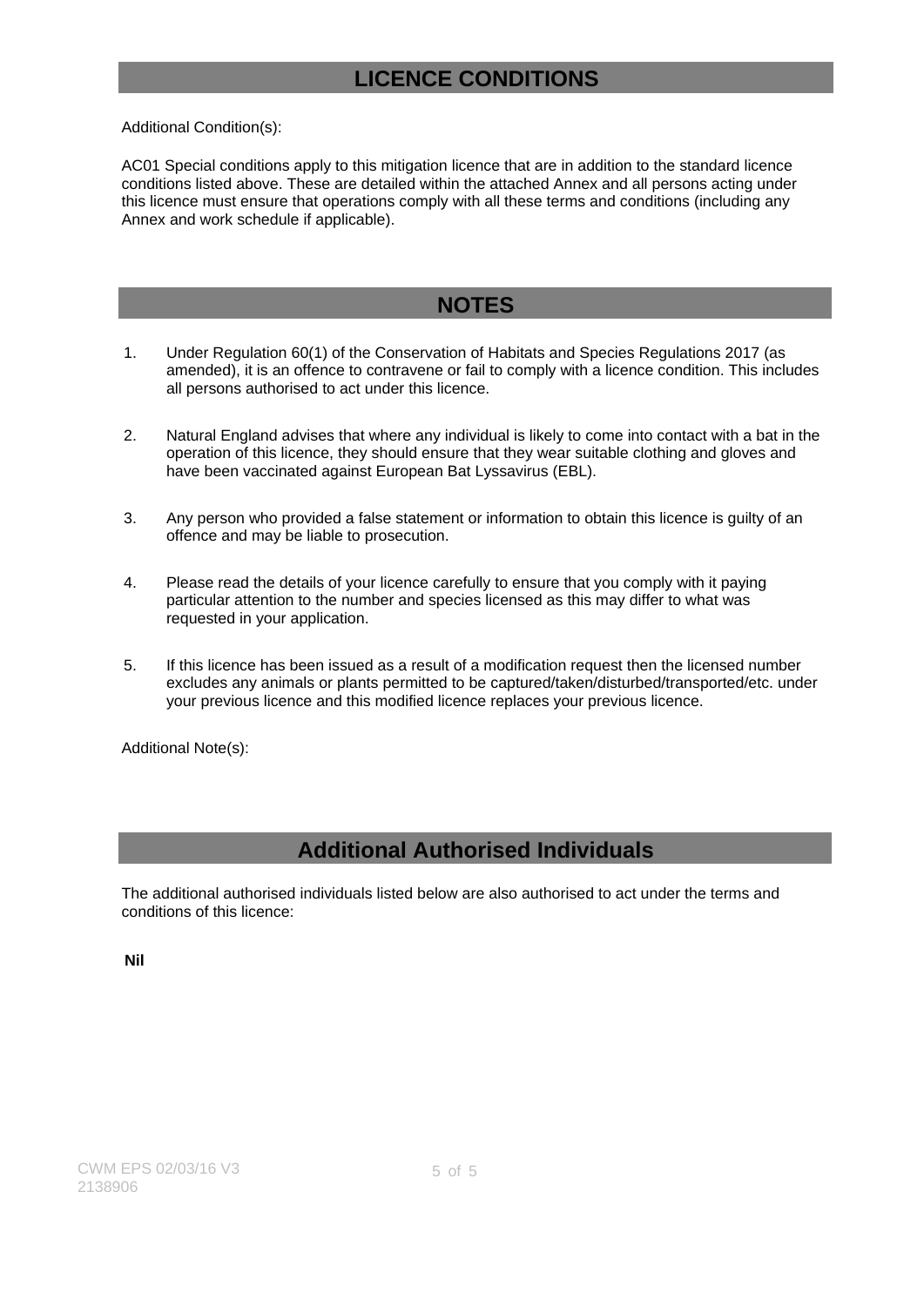## LICENCE CONDITIONS

Additional Condition(s):

AC01 Special conditions apply to this mitigation licence that are in addition to the standard licence conditions listed above. These are detailed within the attached Annex and all persons acting under this licence must ensure that operations comply with all these terms and conditions (including any Annex and work schedule if applicable).

## NOTES

1. Under Regulation 60(1) of the Conservation of Habitats and Species Regulations 2017 (as amended), it is an offence to contravene or fail to comply with a licence condition. This includes all persons authorised to act under this licence.

2. Natural England advises that where any individual is likely to come into contact with a bat in the operation of this licence, they should ensure that they wear suitable clothing and gloves and have been vaccinated against European Bat Lyssavirus (EBL).

3. Any person who provided a false statement or information to obtain this licence is guilty of an offence and may be liable to prosecution.

4. Please read the details of your licence carefully to ensure that you comply with it paying particular attention to the number and species licensed as this may differ to what was requested in your application.

5. If this licence has been issued as a result of a modification request then the licensed number excludes any animals or plants permitted to be captured/taken/disturbed/transported/etc. under your previous licence and this modified licence replaces your previous licence.

Additional Note(s):

## Additional Authorised Individuals

The additional authorised individuals listed below are also authorised to act under the terms and conditions of this licence:

**Nil**

CWM EPS 02/03/16 V3
2138906